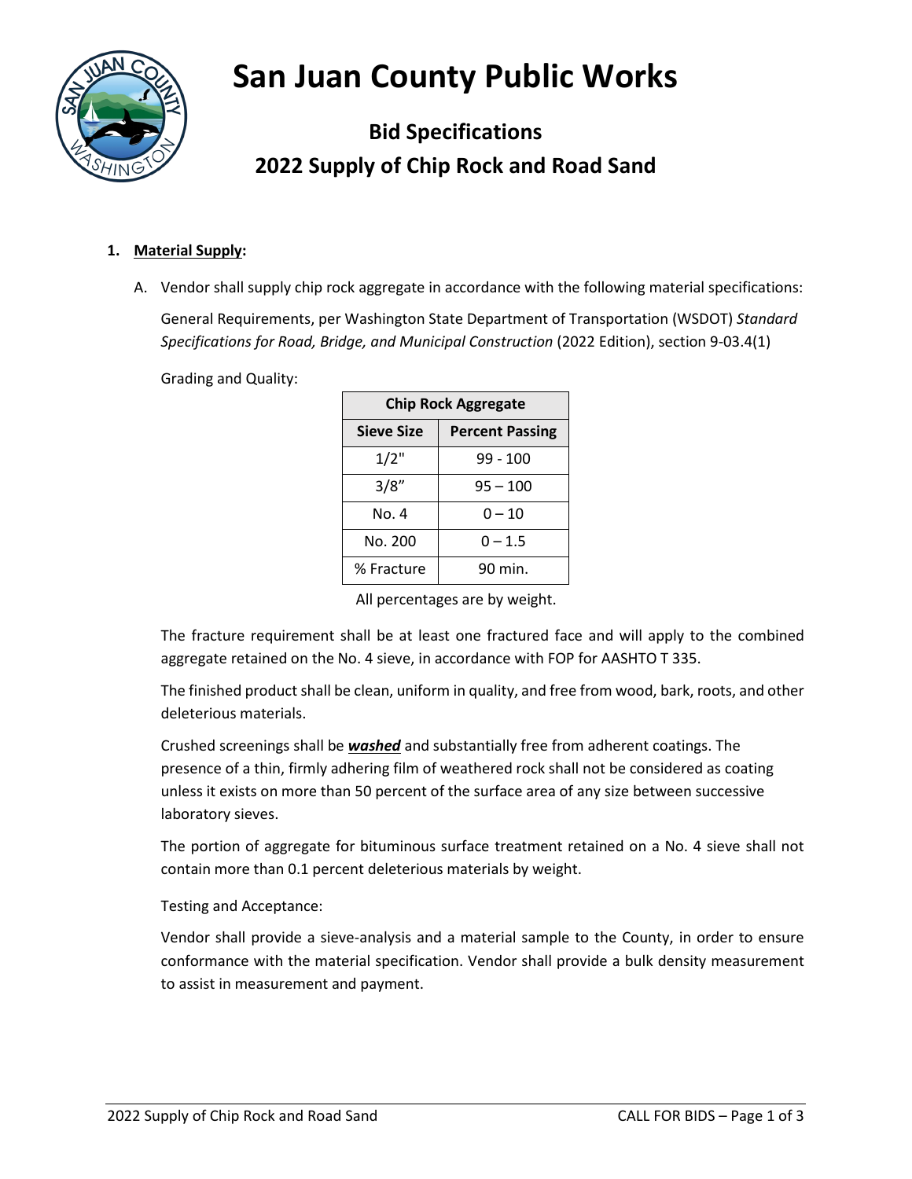# San Juan County Public Works

## Bid Specifications
## 2022 Supply of Chip Rock and Road Sand

1. **Material Supply:**

   A. Vendor shall supply chip rock aggregate in accordance with the following material specifications:

   General Requirements, per Washington State Department of Transportation (WSDOT) *Standard Specifications for Road, Bridge, and Municipal Construction* (2022 Edition), section 9-03.4(1)

   Grading and Quality:

| Chip Rock Aggregate | |
|---|---|
| **Sieve Size** | **Percent Passing** |
| 1/2" | 99 - 100 |
| 3/8" | 95 – 100 |
| No. 4 | 0 – 10 |
| No. 200 | 0 – 1.5 |
| % Fracture | 90 min. |

All percentages are by weight.

   The fracture requirement shall be at least one fractured face and will apply to the combined aggregate retained on the No. 4 sieve, in accordance with FOP for AASHTO T 335.

   The finished product shall be clean, uniform in quality, and free from wood, bark, roots, and other deleterious materials.

   Crushed screenings shall be ***washed*** and substantially free from adherent coatings. The presence of a thin, firmly adhering film of weathered rock shall not be considered as coating unless it exists on more than 50 percent of the surface area of any size between successive laboratory sieves.

   The portion of aggregate for bituminous surface treatment retained on a No. 4 sieve shall not contain more than 0.1 percent deleterious materials by weight.

   Testing and Acceptance:

   Vendor shall provide a sieve-analysis and a material sample to the County, in order to ensure conformance with the material specification. Vendor shall provide a bulk density measurement to assist in measurement and payment.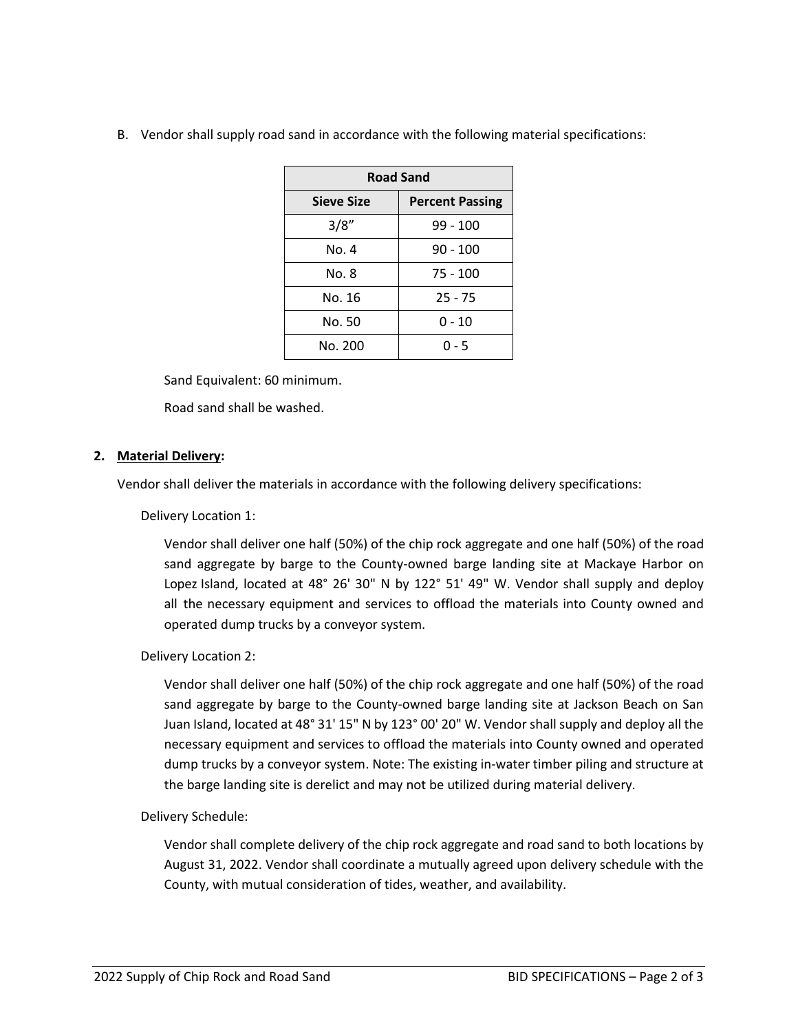B. Vendor shall supply road sand in accordance with the following material specifications:

| Road Sand | |
|---|---|
| **Sieve Size** | **Percent Passing** |
| 3/8" | 99 - 100 |
| No. 4 | 90 - 100 |
| No. 8 | 75 - 100 |
| No. 16 | 25 - 75 |
| No. 50 | 0 - 10 |
| No. 200 | 0 - 5 |

Sand Equivalent: 60 minimum.

Road sand shall be washed.

**2. <u>Material Delivery</u>:**

Vendor shall deliver the materials in accordance with the following delivery specifications:

Delivery Location 1:

Vendor shall deliver one half (50%) of the chip rock aggregate and one half (50%) of the road sand aggregate by barge to the County-owned barge landing site at Mackaye Harbor on Lopez Island, located at 48° 26' 30" N by 122° 51' 49" W. Vendor shall supply and deploy all the necessary equipment and services to offload the materials into County owned and operated dump trucks by a conveyor system.

Delivery Location 2:

Vendor shall deliver one half (50%) of the chip rock aggregate and one half (50%) of the road sand aggregate by barge to the County-owned barge landing site at Jackson Beach on San Juan Island, located at 48° 31' 15" N by 123° 00' 20" W. Vendor shall supply and deploy all the necessary equipment and services to offload the materials into County owned and operated dump trucks by a conveyor system. Note: The existing in-water timber piling and structure at the barge landing site is derelict and may not be utilized during material delivery.

Delivery Schedule:

Vendor shall complete delivery of the chip rock aggregate and road sand to both locations by August 31, 2022. Vendor shall coordinate a mutually agreed upon delivery schedule with the County, with mutual consideration of tides, weather, and availability.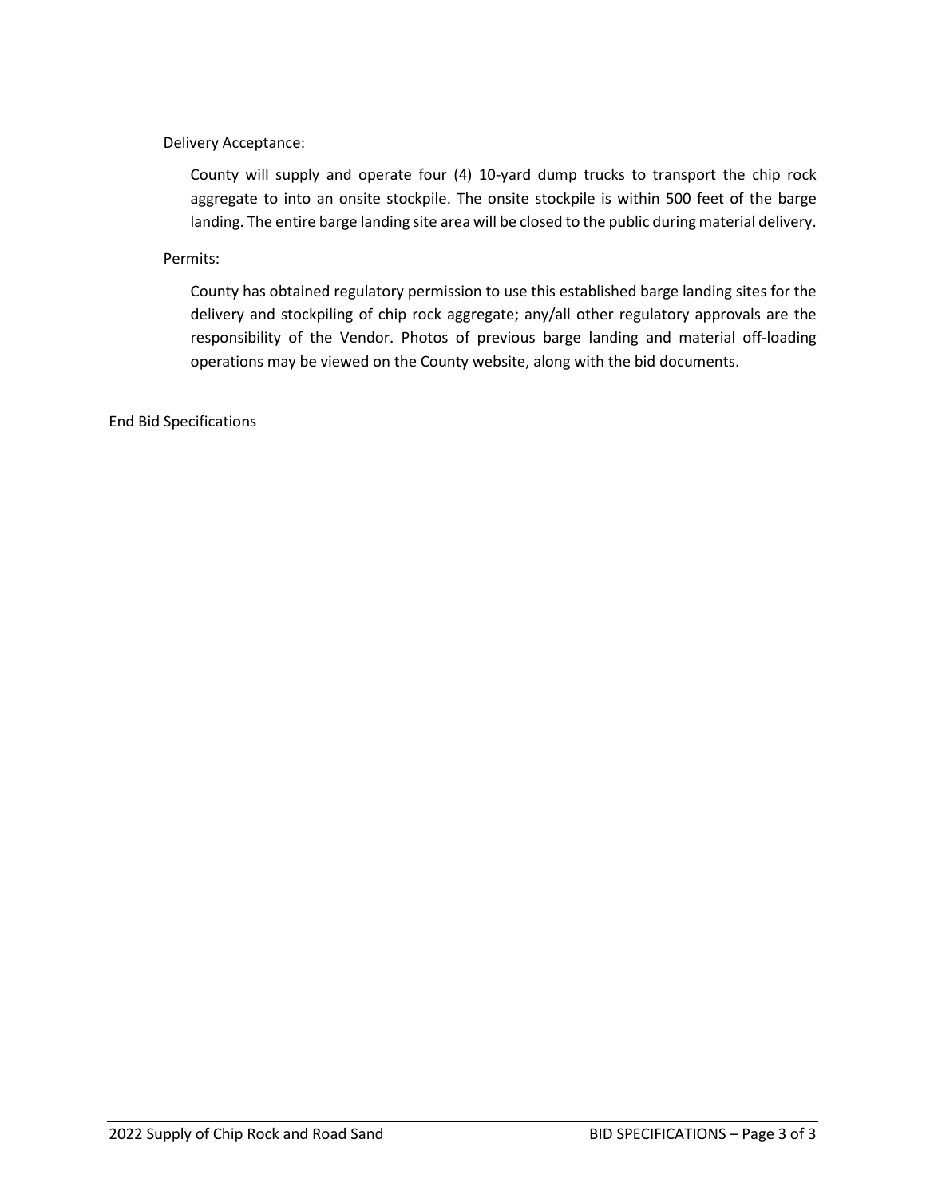Delivery Acceptance:

County will supply and operate four (4) 10-yard dump trucks to transport the chip rock aggregate to into an onsite stockpile. The onsite stockpile is within 500 feet of the barge landing. The entire barge landing site area will be closed to the public during material delivery.

Permits:

County has obtained regulatory permission to use this established barge landing sites for the delivery and stockpiling of chip rock aggregate; any/all other regulatory approvals are the responsibility of the Vendor. Photos of previous barge landing and material off-loading operations may be viewed on the County website, along with the bid documents.

End Bid Specifications